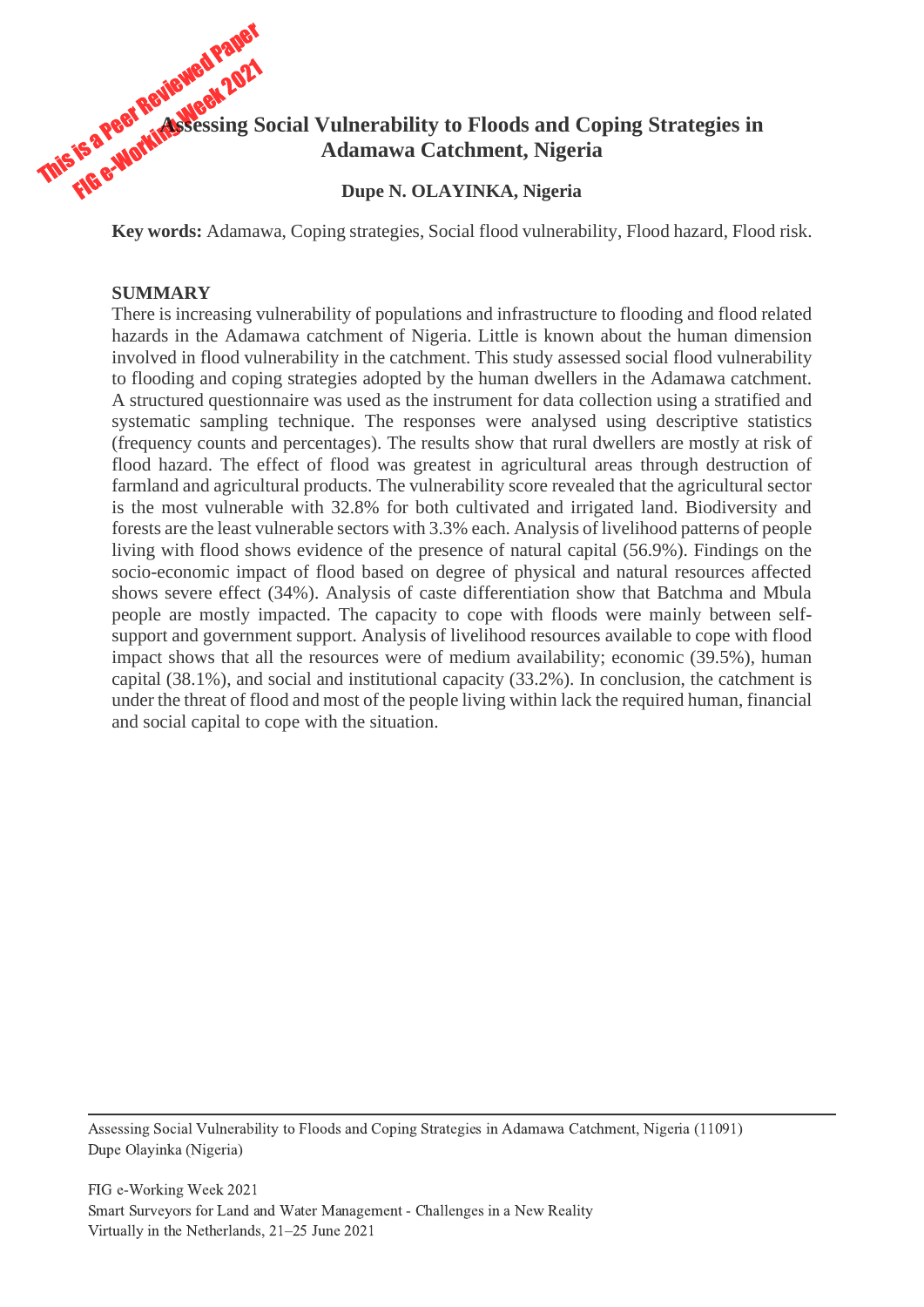# Assessing Social Vulnerability to Floods and Coping Strategies in Adamawa Catchment, Nigeria

**Dupe N. OLAYINKA, Nigeria**

**Key words:** Adamawa, Coping strategies, Social flood vulnerability, Flood hazard, Flood risk.

## SUMMARY

There is increasing vulnerability of populations and infrastructure to flooding and flood related hazards in the Adamawa catchment of Nigeria. Little is known about the human dimension involved in flood vulnerability in the catchment. This study assessed social flood vulnerability to flooding and coping strategies adopted by the human dwellers in the Adamawa catchment. A structured questionnaire was used as the instrument for data collection using a stratified and systematic sampling technique. The responses were analysed using descriptive statistics (frequency counts and percentages). The results show that rural dwellers are mostly at risk of flood hazard. The effect of flood was greatest in agricultural areas through destruction of farmland and agricultural products. The vulnerability score revealed that the agricultural sector is the most vulnerable with 32.8% for both cultivated and irrigated land. Biodiversity and forests are the least vulnerable sectors with 3.3% each. Analysis of livelihood patterns of people living with flood shows evidence of the presence of natural capital (56.9%). Findings on the socio-economic impact of flood based on degree of physical and natural resources affected shows severe effect (34%). Analysis of caste differentiation show that Batchma and Mbula people are mostly impacted. The capacity to cope with floods were mainly between self-support and government support. Analysis of livelihood resources available to cope with flood impact shows that all the resources were of medium availability; economic (39.5%), human capital (38.1%), and social and institutional capacity (33.2%). In conclusion, the catchment is under the threat of flood and most of the people living within lack the required human, financial and social capital to cope with the situation.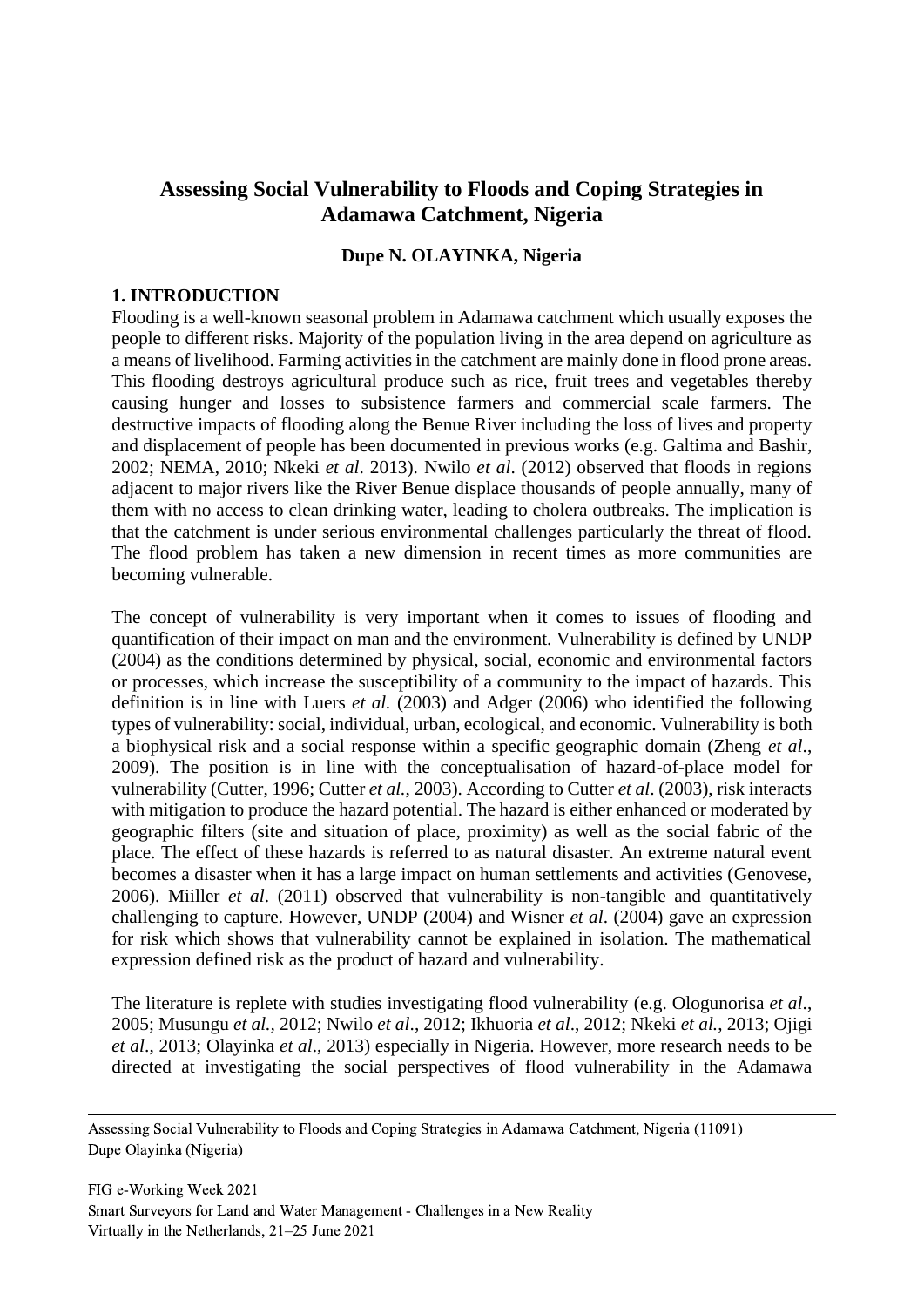# Assessing Social Vulnerability to Floods and Coping Strategies in Adamawa Catchment, Nigeria

**Dupe N. OLAYINKA, Nigeria**

## 1. INTRODUCTION

Flooding is a well-known seasonal problem in Adamawa catchment which usually exposes the people to different risks. Majority of the population living in the area depend on agriculture as a means of livelihood. Farming activities in the catchment are mainly done in flood prone areas. This flooding destroys agricultural produce such as rice, fruit trees and vegetables thereby causing hunger and losses to subsistence farmers and commercial scale farmers. The destructive impacts of flooding along the Benue River including the loss of lives and property and displacement of people has been documented in previous works (e.g. Galtima and Bashir, 2002; NEMA, 2010; Nkeki *et al*. 2013). Nwilo *et al*. (2012) observed that floods in regions adjacent to major rivers like the River Benue displace thousands of people annually, many of them with no access to clean drinking water, leading to cholera outbreaks. The implication is that the catchment is under serious environmental challenges particularly the threat of flood. The flood problem has taken a new dimension in recent times as more communities are becoming vulnerable.

The concept of vulnerability is very important when it comes to issues of flooding and quantification of their impact on man and the environment. Vulnerability is defined by UNDP (2004) as the conditions determined by physical, social, economic and environmental factors or processes, which increase the susceptibility of a community to the impact of hazards. This definition is in line with Luers *et al.* (2003) and Adger (2006) who identified the following types of vulnerability: social, individual, urban, ecological, and economic. Vulnerability is both a biophysical risk and a social response within a specific geographic domain (Zheng *et al*., 2009). The position is in line with the conceptualisation of hazard-of-place model for vulnerability (Cutter, 1996; Cutter *et al.*, 2003). According to Cutter *et al*. (2003), risk interacts with mitigation to produce the hazard potential. The hazard is either enhanced or moderated by geographic filters (site and situation of place, proximity) as well as the social fabric of the place. The effect of these hazards is referred to as natural disaster. An extreme natural event becomes a disaster when it has a large impact on human settlements and activities (Genovese, 2006). Miiller *et al*. (2011) observed that vulnerability is non-tangible and quantitatively challenging to capture. However, UNDP (2004) and Wisner *et al*. (2004) gave an expression for risk which shows that vulnerability cannot be explained in isolation. The mathematical expression defined risk as the product of hazard and vulnerability.

The literature is replete with studies investigating flood vulnerability (e.g. Ologunorisa *et al*., 2005; Musungu *et al.,* 2012; Nwilo *et al*., 2012; Ikhuoria *et al*., 2012; Nkeki *et al.*, 2013; Ojigi *et al*., 2013; Olayinka *et al*., 2013) especially in Nigeria. However, more research needs to be directed at investigating the social perspectives of flood vulnerability in the Adamawa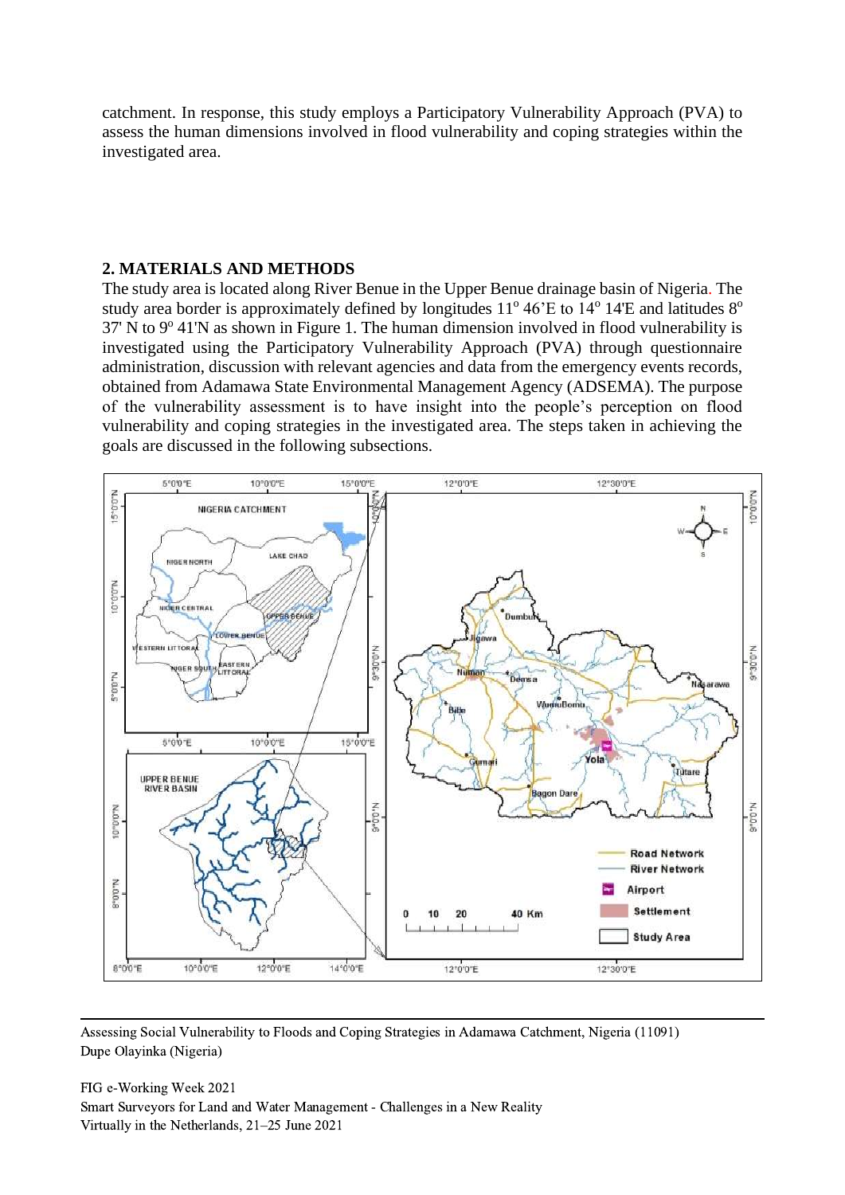catchment. In response, this study employs a Participatory Vulnerability Approach (PVA) to assess the human dimensions involved in flood vulnerability and coping strategies within the investigated area.

## 2. MATERIALS AND METHODS

The study area is located along River Benue in the Upper Benue drainage basin of Nigeria. The study area border is approximately defined by longitudes 11° 46'E to 14° 14'E and latitudes 8° 37' N to 9° 41'N as shown in Figure 1. The human dimension involved in flood vulnerability is investigated using the Participatory Vulnerability Approach (PVA) through questionnaire administration, discussion with relevant agencies and data from the emergency events records, obtained from Adamawa State Environmental Management Agency (ADSEMA). The purpose of the vulnerability assessment is to have insight into the people's perception on flood vulnerability and coping strategies in the investigated area. The steps taken in achieving the goals are discussed in the following subsections.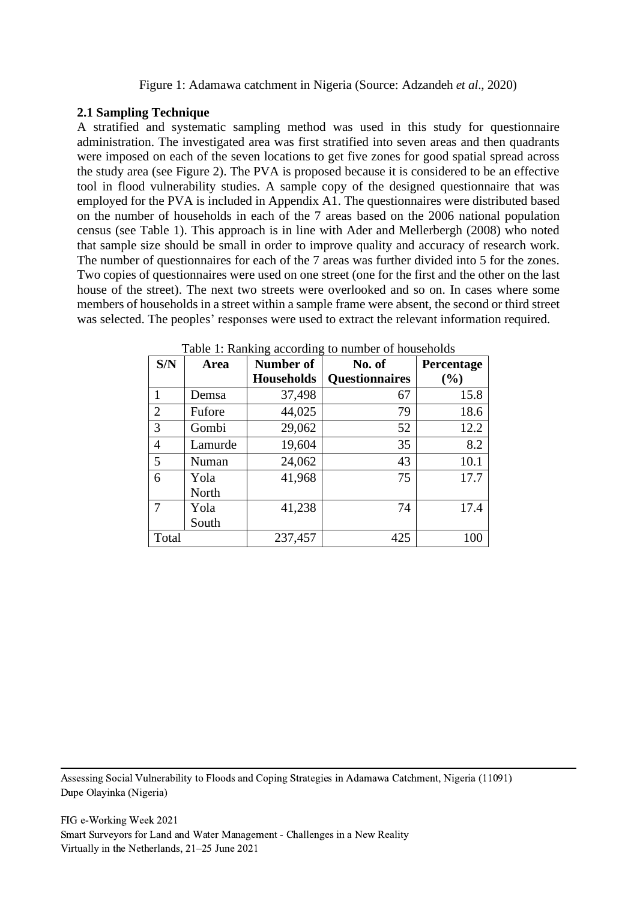Figure 1: Adamawa catchment in Nigeria (Source: Adzandeh *et al*., 2020)

### 2.1 Sampling Technique

A stratified and systematic sampling method was used in this study for questionnaire administration. The investigated area was first stratified into seven areas and then quadrants were imposed on each of the seven locations to get five zones for good spatial spread across the study area (see Figure 2). The PVA is proposed because it is considered to be an effective tool in flood vulnerability studies. A sample copy of the designed questionnaire that was employed for the PVA is included in Appendix A1. The questionnaires were distributed based on the number of households in each of the 7 areas based on the 2006 national population census (see Table 1). This approach is in line with Ader and Mellerbergh (2008) who noted that sample size should be small in order to improve quality and accuracy of research work. The number of questionnaires for each of the 7 areas was further divided into 5 for the zones. Two copies of questionnaires were used on one street (one for the first and the other on the last house of the street). The next two streets were overlooked and so on. In cases where some members of households in a street within a sample frame were absent, the second or third street was selected. The peoples' responses were used to extract the relevant information required.

Table 1: Ranking according to number of households

| S/N | Area | Number of Households | No. of Questionnaires | Percentage (%) |
|---|---|---|---|---|
| 1 | Demsa | 37,498 | 67 | 15.8 |
| 2 | Fufore | 44,025 | 79 | 18.6 |
| 3 | Gombi | 29,062 | 52 | 12.2 |
| 4 | Lamurde | 19,604 | 35 | 8.2 |
| 5 | Numan | 24,062 | 43 | 10.1 |
| 6 | Yola North | 41,968 | 75 | 17.7 |
| 7 | Yola South | 41,238 | 74 | 17.4 |
| Total | | 237,457 | 425 | 100 |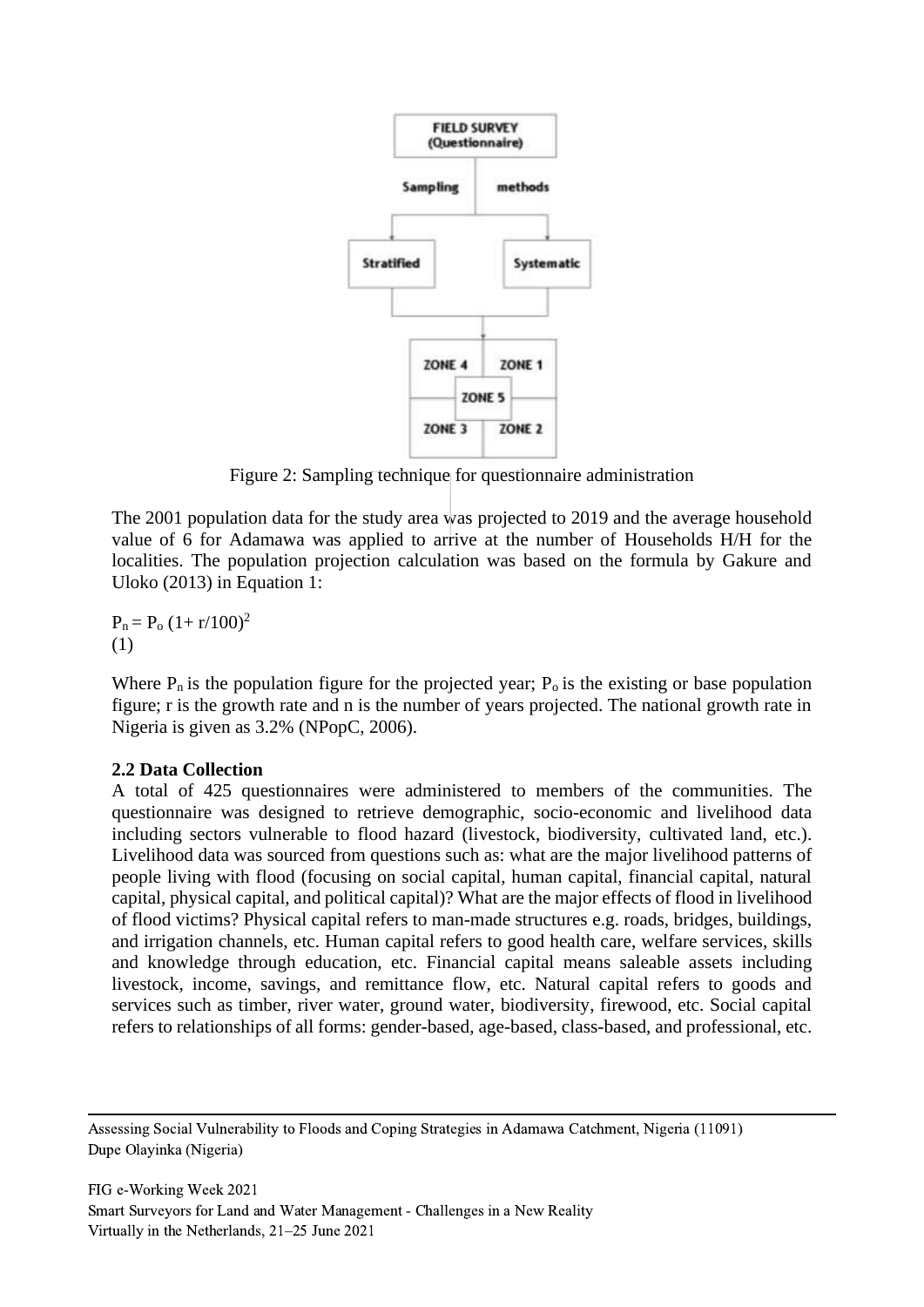Figure 2: Sampling technique for questionnaire administration

The 2001 population data for the study area was projected to 2019 and the average household value of 6 for Adamawa was applied to arrive at the number of Households H/H for the localities. The population projection calculation was based on the formula by Gakure and Uloko (2013) in Equation 1:

$$P_n = P_o (1 + r/100)^2 \quad (1)$$

Where $P_n$ is the population figure for the projected year; $P_o$ is the existing or base population figure; r is the growth rate and n is the number of years projected. The national growth rate in Nigeria is given as 3.2% (NPopC, 2006).

## 2.2 Data Collection

A total of 425 questionnaires were administered to members of the communities. The questionnaire was designed to retrieve demographic, socio-economic and livelihood data including sectors vulnerable to flood hazard (livestock, biodiversity, cultivated land, etc.). Livelihood data was sourced from questions such as: what are the major livelihood patterns of people living with flood (focusing on social capital, human capital, financial capital, natural capital, physical capital, and political capital)? What are the major effects of flood in livelihood of flood victims? Physical capital refers to man-made structures e.g. roads, bridges, buildings, and irrigation channels, etc. Human capital refers to good health care, welfare services, skills and knowledge through education, etc. Financial capital means saleable assets including livestock, income, savings, and remittance flow, etc. Natural capital refers to goods and services such as timber, river water, ground water, biodiversity, firewood, etc. Social capital refers to relationships of all forms: gender-based, age-based, class-based, and professional, etc.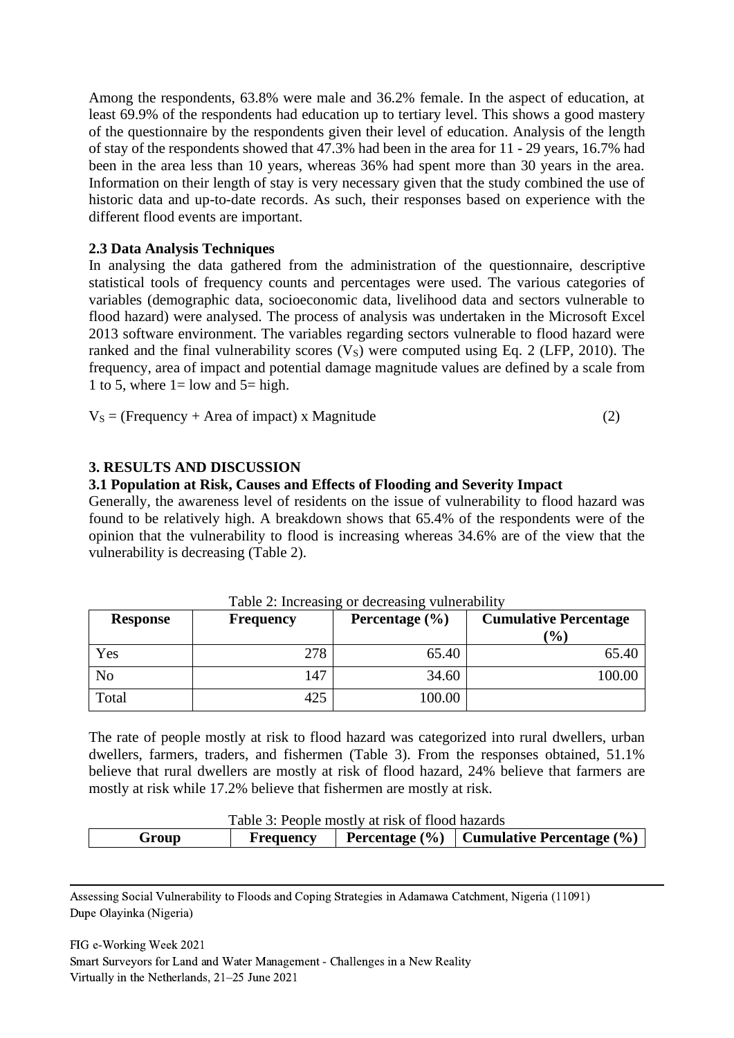Among the respondents, 63.8% were male and 36.2% female. In the aspect of education, at least 69.9% of the respondents had education up to tertiary level. This shows a good mastery of the questionnaire by the respondents given their level of education. Analysis of the length of stay of the respondents showed that 47.3% had been in the area for 11 - 29 years, 16.7% had been in the area less than 10 years, whereas 36% had spent more than 30 years in the area. Information on their length of stay is very necessary given that the study combined the use of historic data and up-to-date records. As such, their responses based on experience with the different flood events are important.

### 2.3 Data Analysis Techniques

In analysing the data gathered from the administration of the questionnaire, descriptive statistical tools of frequency counts and percentages were used. The various categories of variables (demographic data, socioeconomic data, livelihood data and sectors vulnerable to flood hazard) were analysed. The process of analysis was undertaken in the Microsoft Excel 2013 software environment. The variables regarding sectors vulnerable to flood hazard were ranked and the final vulnerability scores ($V_S$) were computed using Eq. 2 (LFP, 2010). The frequency, area of impact and potential damage magnitude values are defined by a scale from 1 to 5, where 1= low and 5= high.

$$V_S = (\text{Frequency} + \text{Area of impact}) \times \text{Magnitude} \quad (2)$$

## 3. RESULTS AND DISCUSSION

### 3.1 Population at Risk, Causes and Effects of Flooding and Severity Impact

Generally, the awareness level of residents on the issue of vulnerability to flood hazard was found to be relatively high. A breakdown shows that 65.4% of the respondents were of the opinion that the vulnerability to flood is increasing whereas 34.6% are of the view that the vulnerability is decreasing (Table 2).

Table 2: Increasing or decreasing vulnerability

| Response | Frequency | Percentage (%) | Cumulative Percentage (%) |
|---|---|---|---|
| Yes | 278 | 65.40 | 65.40 |
| No | 147 | 34.60 | 100.00 |
| Total | 425 | 100.00 | |

The rate of people mostly at risk to flood hazard was categorized into rural dwellers, urban dwellers, farmers, traders, and fishermen (Table 3). From the responses obtained, 51.1% believe that rural dwellers are mostly at risk of flood hazard, 24% believe that farmers are mostly at risk while 17.2% believe that fishermen are mostly at risk.

Table 3: People mostly at risk of flood hazards

| Group | Frequency | Percentage (%) | Cumulative Percentage (%) |
|---|---|---|---|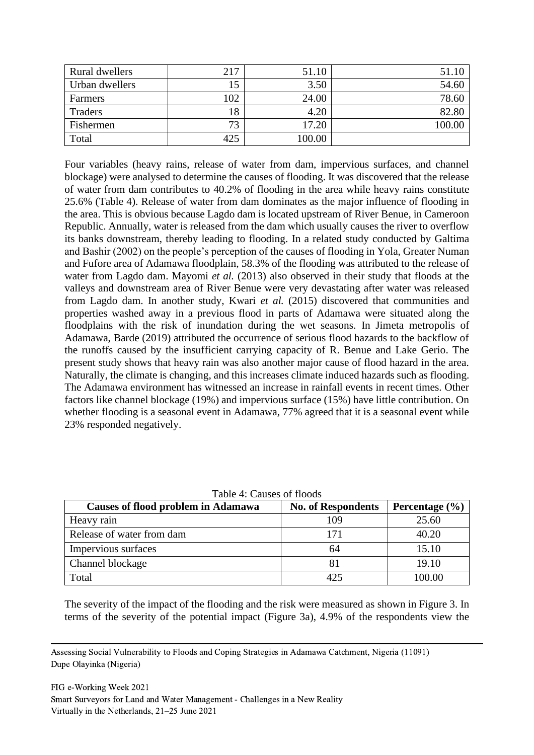| Rural dwellers | 217 | 51.10 | 51.10 |
|---|---|---|---|
| Urban dwellers | 15 | 3.50 | 54.60 |
| Farmers | 102 | 24.00 | 78.60 |
| Traders | 18 | 4.20 | 82.80 |
| Fishermen | 73 | 17.20 | 100.00 |
| Total | 425 | 100.00 | |

Four variables (heavy rains, release of water from dam, impervious surfaces, and channel blockage) were analysed to determine the causes of flooding. It was discovered that the release of water from dam contributes to 40.2% of flooding in the area while heavy rains constitute 25.6% (Table 4). Release of water from dam dominates as the major influence of flooding in the area. This is obvious because Lagdo dam is located upstream of River Benue, in Cameroon Republic. Annually, water is released from the dam which usually causes the river to overflow its banks downstream, thereby leading to flooding. In a related study conducted by Galtima and Bashir (2002) on the people's perception of the causes of flooding in Yola, Greater Numan and Fufore area of Adamawa floodplain, 58.3% of the flooding was attributed to the release of water from Lagdo dam. Mayomi *et al.* (2013) also observed in their study that floods at the valleys and downstream area of River Benue were very devastating after water was released from Lagdo dam. In another study, Kwari *et al.* (2015) discovered that communities and properties washed away in a previous flood in parts of Adamawa were situated along the floodplains with the risk of inundation during the wet seasons. In Jimeta metropolis of Adamawa, Barde (2019) attributed the occurrence of serious flood hazards to the backflow of the runoffs caused by the insufficient carrying capacity of R. Benue and Lake Gerio. The present study shows that heavy rain was also another major cause of flood hazard in the area. Naturally, the climate is changing, and this increases climate induced hazards such as flooding. The Adamawa environment has witnessed an increase in rainfall events in recent times. Other factors like channel blockage (19%) and impervious surface (15%) have little contribution. On whether flooding is a seasonal event in Adamawa, 77% agreed that it is a seasonal event while 23% responded negatively.

Table 4: Causes of floods

| Causes of flood problem in Adamawa | No. of Respondents | Percentage (%) |
|---|---|---|
| Heavy rain | 109 | 25.60 |
| Release of water from dam | 171 | 40.20 |
| Impervious surfaces | 64 | 15.10 |
| Channel blockage | 81 | 19.10 |
| Total | 425 | 100.00 |

The severity of the impact of the flooding and the risk were measured as shown in Figure 3. In terms of the severity of the potential impact (Figure 3a), 4.9% of the respondents view the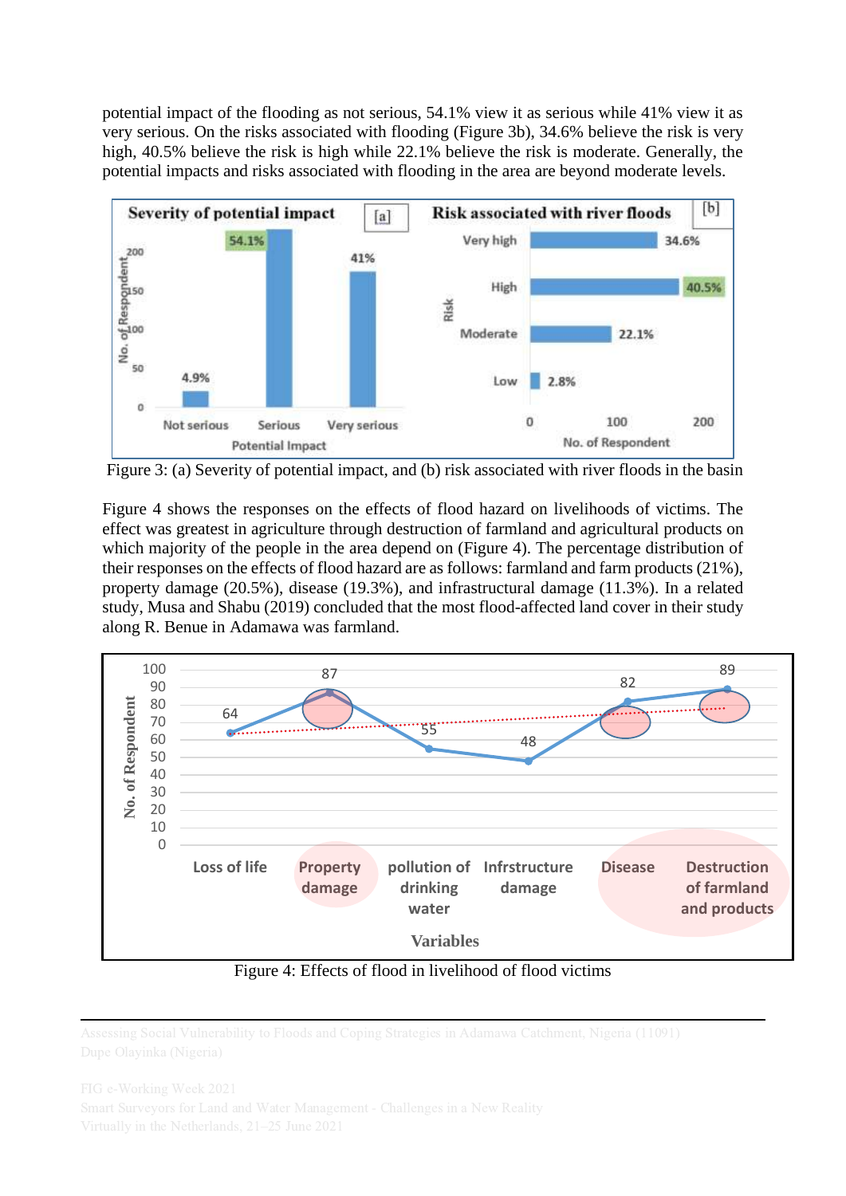potential impact of the flooding as not serious, 54.1% view it as serious while 41% view it as very serious. On the risks associated with flooding (Figure 3b), 34.6% believe the risk is very high, 40.5% believe the risk is high while 22.1% believe the risk is moderate. Generally, the potential impacts and risks associated with flooding in the area are beyond moderate levels.

Figure 3: (a) Severity of potential impact, and (b) risk associated with river floods in the basin

Figure 4 shows the responses on the effects of flood hazard on livelihoods of victims. The effect was greatest in agriculture through destruction of farmland and agricultural products on which majority of the people in the area depend on (Figure 4). The percentage distribution of their responses on the effects of flood hazard are as follows: farmland and farm products (21%), property damage (20.5%), disease (19.3%), and infrastructural damage (11.3%). In a related study, Musa and Shabu (2019) concluded that the most flood-affected land cover in their study along R. Benue in Adamawa was farmland.

Figure 4: Effects of flood in livelihood of flood victims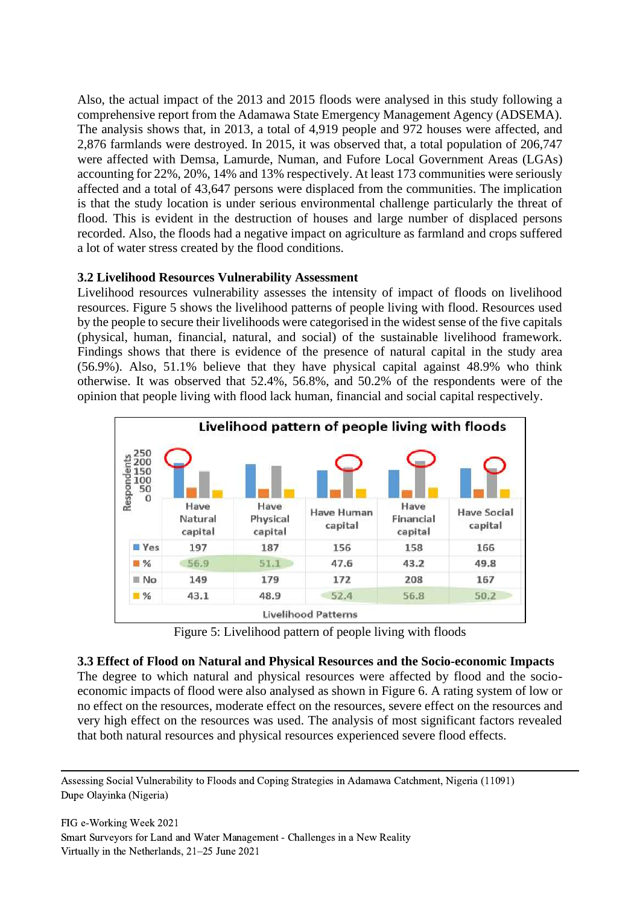Also, the actual impact of the 2013 and 2015 floods were analysed in this study following a comprehensive report from the Adamawa State Emergency Management Agency (ADSEMA). The analysis shows that, in 2013, a total of 4,919 people and 972 houses were affected, and 2,876 farmlands were destroyed. In 2015, it was observed that, a total population of 206,747 were affected with Demsa, Lamurde, Numan, and Fufore Local Government Areas (LGAs) accounting for 22%, 20%, 14% and 13% respectively. At least 173 communities were seriously affected and a total of 43,647 persons were displaced from the communities. The implication is that the study location is under serious environmental challenge particularly the threat of flood. This is evident in the destruction of houses and large number of displaced persons recorded. Also, the floods had a negative impact on agriculture as farmland and crops suffered a lot of water stress created by the flood conditions.

### 3.2 Livelihood Resources Vulnerability Assessment

Livelihood resources vulnerability assesses the intensity of impact of floods on livelihood resources. Figure 5 shows the livelihood patterns of people living with flood. Resources used by the people to secure their livelihoods were categorised in the widest sense of the five capitals (physical, human, financial, natural, and social) of the sustainable livelihood framework. Findings shows that there is evidence of the presence of natural capital in the study area (56.9%). Also, 51.1% believe that they have physical capital against 48.9% who think otherwise. It was observed that 52.4%, 56.8%, and 50.2% of the respondents were of the opinion that people living with flood lack human, financial and social capital respectively.

**Livelihood pattern of people living with floods**

| | Have Natural capital | Have Physical capital | Have Human capital | Have Financial capital | Have Social capital |
|---|---|---|---|---|---|
| Yes | 197 | 187 | 156 | 158 | 166 |
| % | 56.9 | 51.1 | 47.6 | 43.2 | 49.8 |
| No | 149 | 179 | 172 | 208 | 167 |
| % | 43.1 | 48.9 | 52.4 | 56.8 | 50.2 |

Livelihood Patterns

Figure 5: Livelihood pattern of people living with floods

### 3.3 Effect of Flood on Natural and Physical Resources and the Socio-economic Impacts

The degree to which natural and physical resources were affected by flood and the socio-economic impacts of flood were also analysed as shown in Figure 6. A rating system of low or no effect on the resources, moderate effect on the resources, severe effect on the resources and very high effect on the resources was used. The analysis of most significant factors revealed that both natural resources and physical resources experienced severe flood effects.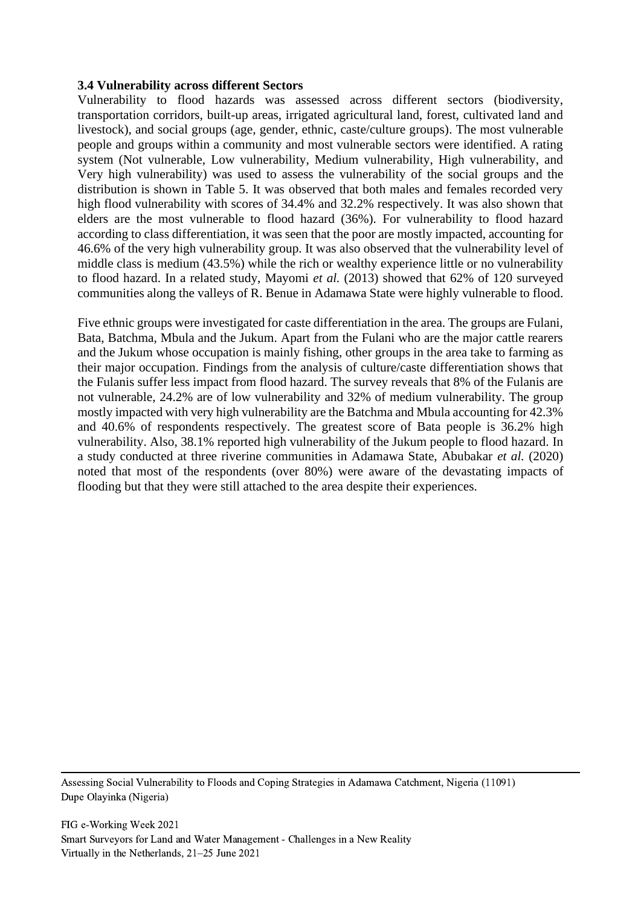### 3.4 Vulnerability across different Sectors

Vulnerability to flood hazards was assessed across different sectors (biodiversity, transportation corridors, built-up areas, irrigated agricultural land, forest, cultivated land and livestock), and social groups (age, gender, ethnic, caste/culture groups). The most vulnerable people and groups within a community and most vulnerable sectors were identified. A rating system (Not vulnerable, Low vulnerability, Medium vulnerability, High vulnerability, and Very high vulnerability) was used to assess the vulnerability of the social groups and the distribution is shown in Table 5. It was observed that both males and females recorded very high flood vulnerability with scores of 34.4% and 32.2% respectively. It was also shown that elders are the most vulnerable to flood hazard (36%). For vulnerability to flood hazard according to class differentiation, it was seen that the poor are mostly impacted, accounting for 46.6% of the very high vulnerability group. It was also observed that the vulnerability level of middle class is medium (43.5%) while the rich or wealthy experience little or no vulnerability to flood hazard. In a related study, Mayomi *et al.* (2013) showed that 62% of 120 surveyed communities along the valleys of R. Benue in Adamawa State were highly vulnerable to flood.

Five ethnic groups were investigated for caste differentiation in the area. The groups are Fulani, Bata, Batchma, Mbula and the Jukum. Apart from the Fulani who are the major cattle rearers and the Jukum whose occupation is mainly fishing, other groups in the area take to farming as their major occupation. Findings from the analysis of culture/caste differentiation shows that the Fulanis suffer less impact from flood hazard. The survey reveals that 8% of the Fulanis are not vulnerable, 24.2% are of low vulnerability and 32% of medium vulnerability. The group mostly impacted with very high vulnerability are the Batchma and Mbula accounting for 42.3% and 40.6% of respondents respectively. The greatest score of Bata people is 36.2% high vulnerability. Also, 38.1% reported high vulnerability of the Jukum people to flood hazard. In a study conducted at three riverine communities in Adamawa State, Abubakar *et al.* (2020) noted that most of the respondents (over 80%) were aware of the devastating impacts of flooding but that they were still attached to the area despite their experiences.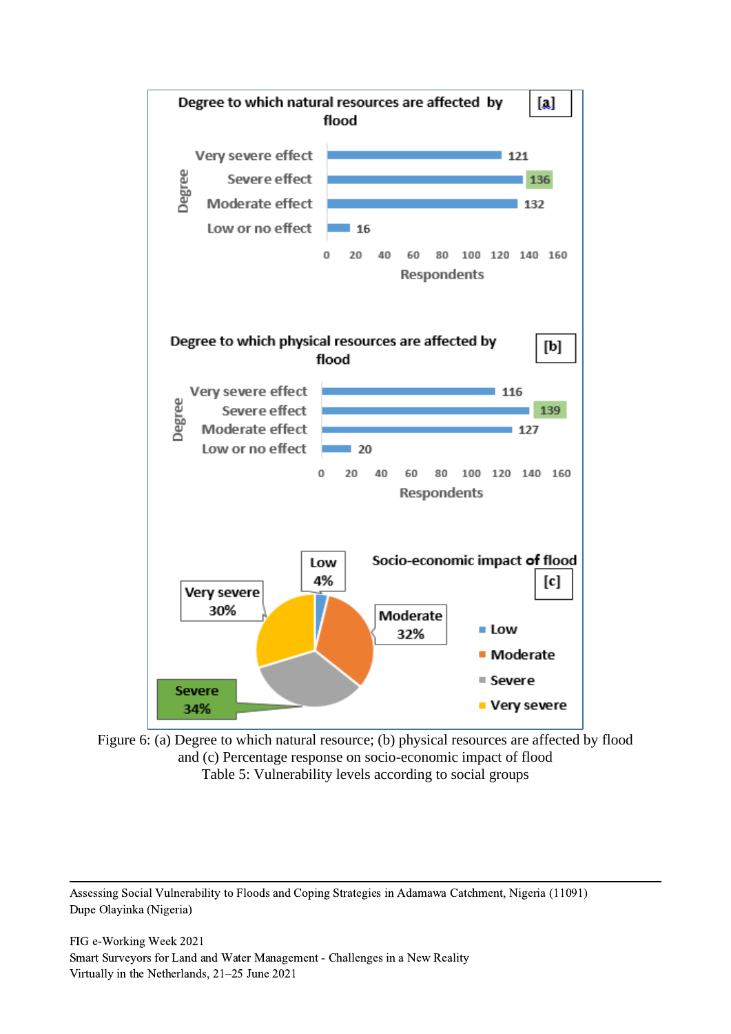Figure 6: (a) Degree to which natural resource; (b) physical resources are affected by flood and (c) Percentage response on socio-economic impact of flood

Table 5: Vulnerability levels according to social groups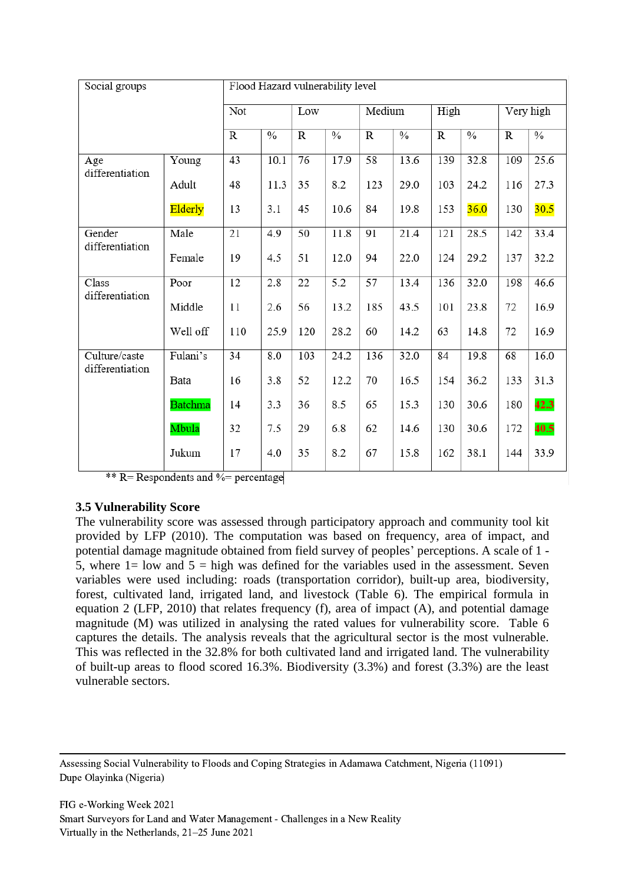| Social groups | | Flood Hazard vulnerability level | | | | | | | | | |
|---|---|---|---|---|---|---|---|---|---|---|---|
| | | Not | | Low | | Medium | | High | | Very high | |
| | | R | % | R | % | R | % | R | % | R | % |
| Age differentiation | Young | 43 | 10.1 | 76 | 17.9 | 58 | 13.6 | 139 | 32.8 | 109 | 25.6 |
| | Adult | 48 | 11.3 | 35 | 8.2 | 123 | 29.0 | 103 | 24.2 | 116 | 27.3 |
| | Elderly | 13 | 3.1 | 45 | 10.6 | 84 | 19.8 | 153 | 36.0 | 130 | 30.5 |
| Gender differentiation | Male | 21 | 4.9 | 50 | 11.8 | 91 | 21.4 | 121 | 28.5 | 142 | 33.4 |
| | Female | 19 | 4.5 | 51 | 12.0 | 94 | 22.0 | 124 | 29.2 | 137 | 32.2 |
| Class differentiation | Poor | 12 | 2.8 | 22 | 5.2 | 57 | 13.4 | 136 | 32.0 | 198 | 46.6 |
| | Middle | 11 | 2.6 | 56 | 13.2 | 185 | 43.5 | 101 | 23.8 | 72 | 16.9 |
| | Well off | 110 | 25.9 | 120 | 28.2 | 60 | 14.2 | 63 | 14.8 | 72 | 16.9 |
| Culture/caste differentiation | Fulani's | 34 | 8.0 | 103 | 24.2 | 136 | 32.0 | 84 | 19.8 | 68 | 16.0 |
| | Bata | 16 | 3.8 | 52 | 12.2 | 70 | 16.5 | 154 | 36.2 | 133 | 31.3 |
| | Batchma | 14 | 3.3 | 36 | 8.5 | 65 | 15.3 | 130 | 30.6 | 180 | 42.3 |
| | Mbula | 32 | 7.5 | 29 | 6.8 | 62 | 14.6 | 130 | 30.6 | 172 | 40.5 |
| | Jukum | 17 | 4.0 | 35 | 8.2 | 67 | 15.8 | 162 | 38.1 | 144 | 33.9 |

** R= Respondents and %= percentage

### 3.5 Vulnerability Score

The vulnerability score was assessed through participatory approach and community tool kit provided by LFP (2010). The computation was based on frequency, area of impact, and potential damage magnitude obtained from field survey of peoples' perceptions. A scale of 1 - 5, where 1= low and 5 = high was defined for the variables used in the assessment. Seven variables were used including: roads (transportation corridor), built-up area, biodiversity, forest, cultivated land, irrigated land, and livestock (Table 6). The empirical formula in equation 2 (LFP, 2010) that relates frequency (f), area of impact (A), and potential damage magnitude (M) was utilized in analysing the rated values for vulnerability score. Table 6 captures the details. The analysis reveals that the agricultural sector is the most vulnerable. This was reflected in the 32.8% for both cultivated land and irrigated land. The vulnerability of built-up areas to flood scored 16.3%. Biodiversity (3.3%) and forest (3.3%) are the least vulnerable sectors.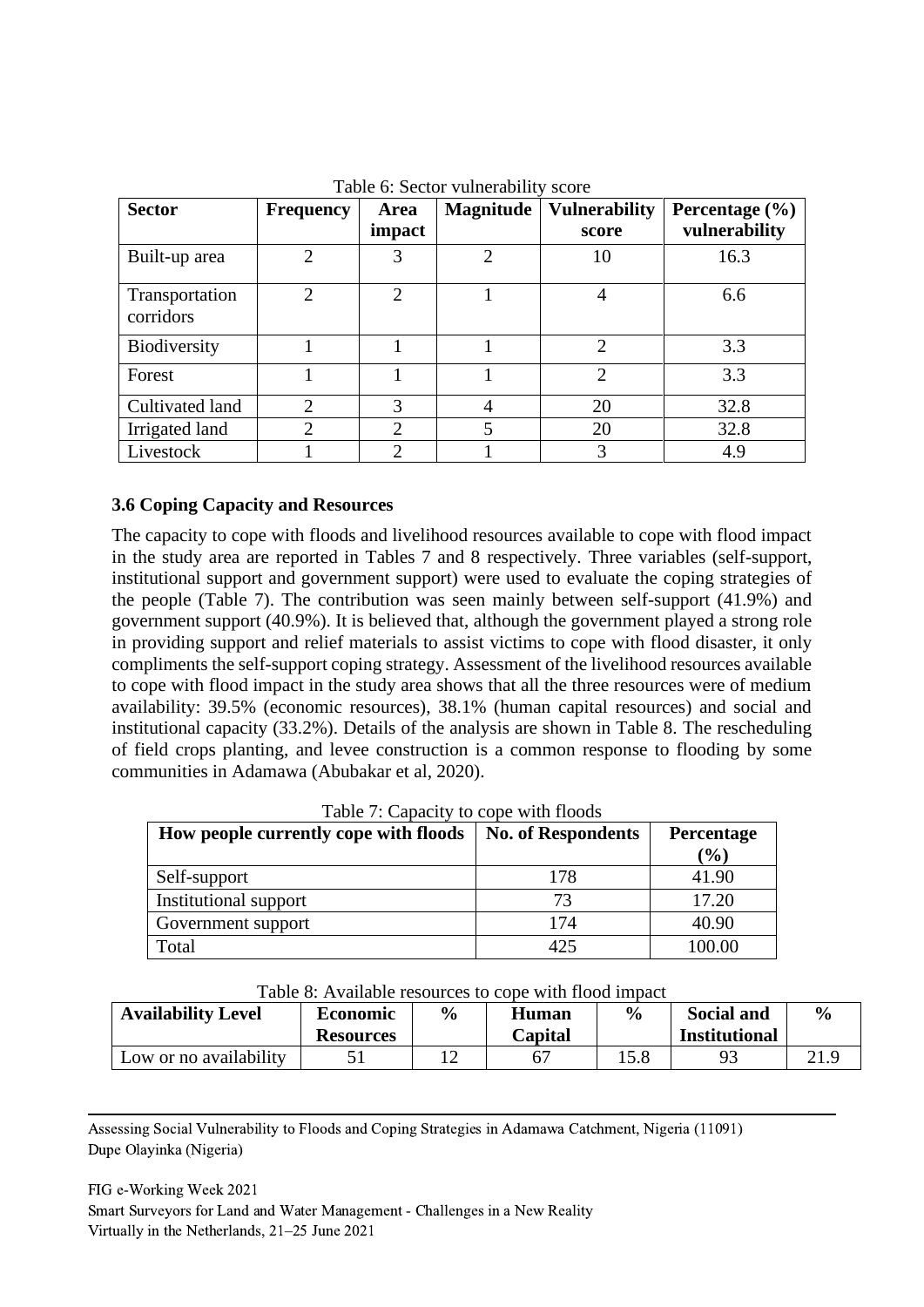Table 6: Sector vulnerability score

| Sector | Frequency | Area impact | Magnitude | Vulnerability score | Percentage (%) vulnerability |
|---|---|---|---|---|---|
| Built-up area | 2 | 3 | 2 | 10 | 16.3 |
| Transportation corridors | 2 | 2 | 1 | 4 | 6.6 |
| Biodiversity | 1 | 1 | 1 | 2 | 3.3 |
| Forest | 1 | 1 | 1 | 2 | 3.3 |
| Cultivated land | 2 | 3 | 4 | 20 | 32.8 |
| Irrigated land | 2 | 2 | 5 | 20 | 32.8 |
| Livestock | 1 | 2 | 1 | 3 | 4.9 |

### 3.6 Coping Capacity and Resources

The capacity to cope with floods and livelihood resources available to cope with flood impact in the study area are reported in Tables 7 and 8 respectively. Three variables (self-support, institutional support and government support) were used to evaluate the coping strategies of the people (Table 7). The contribution was seen mainly between self-support (41.9%) and government support (40.9%). It is believed that, although the government played a strong role in providing support and relief materials to assist victims to cope with flood disaster, it only compliments the self-support coping strategy. Assessment of the livelihood resources available to cope with flood impact in the study area shows that all the three resources were of medium availability: 39.5% (economic resources), 38.1% (human capital resources) and social and institutional capacity (33.2%). Details of the analysis are shown in Table 8. The rescheduling of field crops planting, and levee construction is a common response to flooding by some communities in Adamawa (Abubakar et al, 2020).

Table 7: Capacity to cope with floods

| How people currently cope with floods | No. of Respondents | Percentage (%) |
|---|---|---|
| Self-support | 178 | 41.90 |
| Institutional support | 73 | 17.20 |
| Government support | 174 | 40.90 |
| Total | 425 | 100.00 |

Table 8: Available resources to cope with flood impact

| Availability Level | Economic Resources | % | Human Capital | % | Social and Institutional | % |
|---|---|---|---|---|---|---|
| Low or no availability | 51 | 12 | 67 | 15.8 | 93 | 21.9 |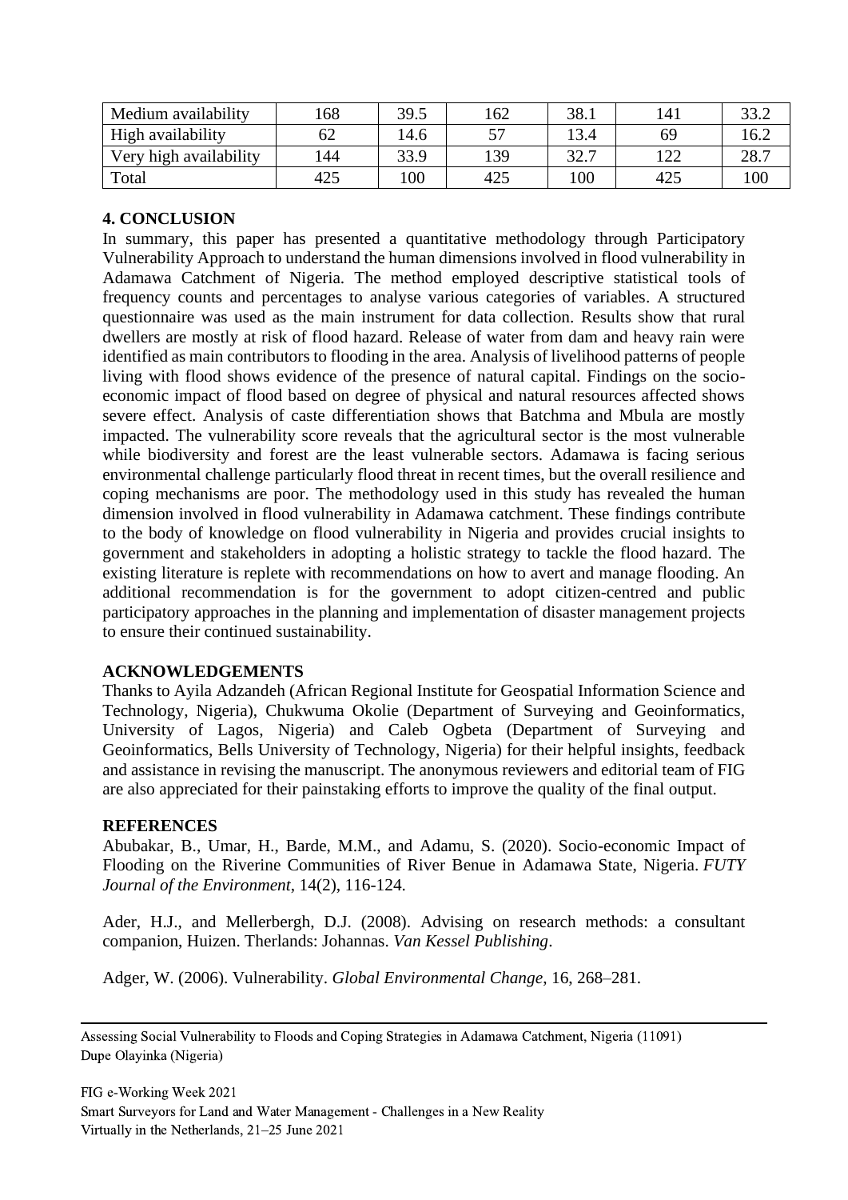| Medium availability | 168 | 39.5 | 162 | 38.1 | 141 | 33.2 |
|---|---|---|---|---|---|---|
| High availability | 62 | 14.6 | 57 | 13.4 | 69 | 16.2 |
| Very high availability | 144 | 33.9 | 139 | 32.7 | 122 | 28.7 |
| Total | 425 | 100 | 425 | 100 | 425 | 100 |

## 4. CONCLUSION

In summary, this paper has presented a quantitative methodology through Participatory Vulnerability Approach to understand the human dimensions involved in flood vulnerability in Adamawa Catchment of Nigeria. The method employed descriptive statistical tools of frequency counts and percentages to analyse various categories of variables. A structured questionnaire was used as the main instrument for data collection. Results show that rural dwellers are mostly at risk of flood hazard. Release of water from dam and heavy rain were identified as main contributors to flooding in the area. Analysis of livelihood patterns of people living with flood shows evidence of the presence of natural capital. Findings on the socio-economic impact of flood based on degree of physical and natural resources affected shows severe effect. Analysis of caste differentiation shows that Batchma and Mbula are mostly impacted. The vulnerability score reveals that the agricultural sector is the most vulnerable while biodiversity and forest are the least vulnerable sectors. Adamawa is facing serious environmental challenge particularly flood threat in recent times, but the overall resilience and coping mechanisms are poor. The methodology used in this study has revealed the human dimension involved in flood vulnerability in Adamawa catchment. These findings contribute to the body of knowledge on flood vulnerability in Nigeria and provides crucial insights to government and stakeholders in adopting a holistic strategy to tackle the flood hazard. The existing literature is replete with recommendations on how to avert and manage flooding. An additional recommendation is for the government to adopt citizen-centred and public participatory approaches in the planning and implementation of disaster management projects to ensure their continued sustainability.

## ACKNOWLEDGEMENTS

Thanks to Ayila Adzandeh (African Regional Institute for Geospatial Information Science and Technology, Nigeria), Chukwuma Okolie (Department of Surveying and Geoinformatics, University of Lagos, Nigeria) and Caleb Ogbeta (Department of Surveying and Geoinformatics, Bells University of Technology, Nigeria) for their helpful insights, feedback and assistance in revising the manuscript. The anonymous reviewers and editorial team of FIG are also appreciated for their painstaking efforts to improve the quality of the final output.

## REFERENCES

Abubakar, B., Umar, H., Barde, M.M., and Adamu, S. (2020). Socio-economic Impact of Flooding on the Riverine Communities of River Benue in Adamawa State, Nigeria. *FUTY Journal of the Environment*, 14(2), 116-124.

Ader, H.J., and Mellerbergh, D.J. (2008). Advising on research methods: a consultant companion, Huizen. Therlands: Johannas. *Van Kessel Publishing*.

Adger, W. (2006). Vulnerability. *Global Environmental Change*, 16, 268–281.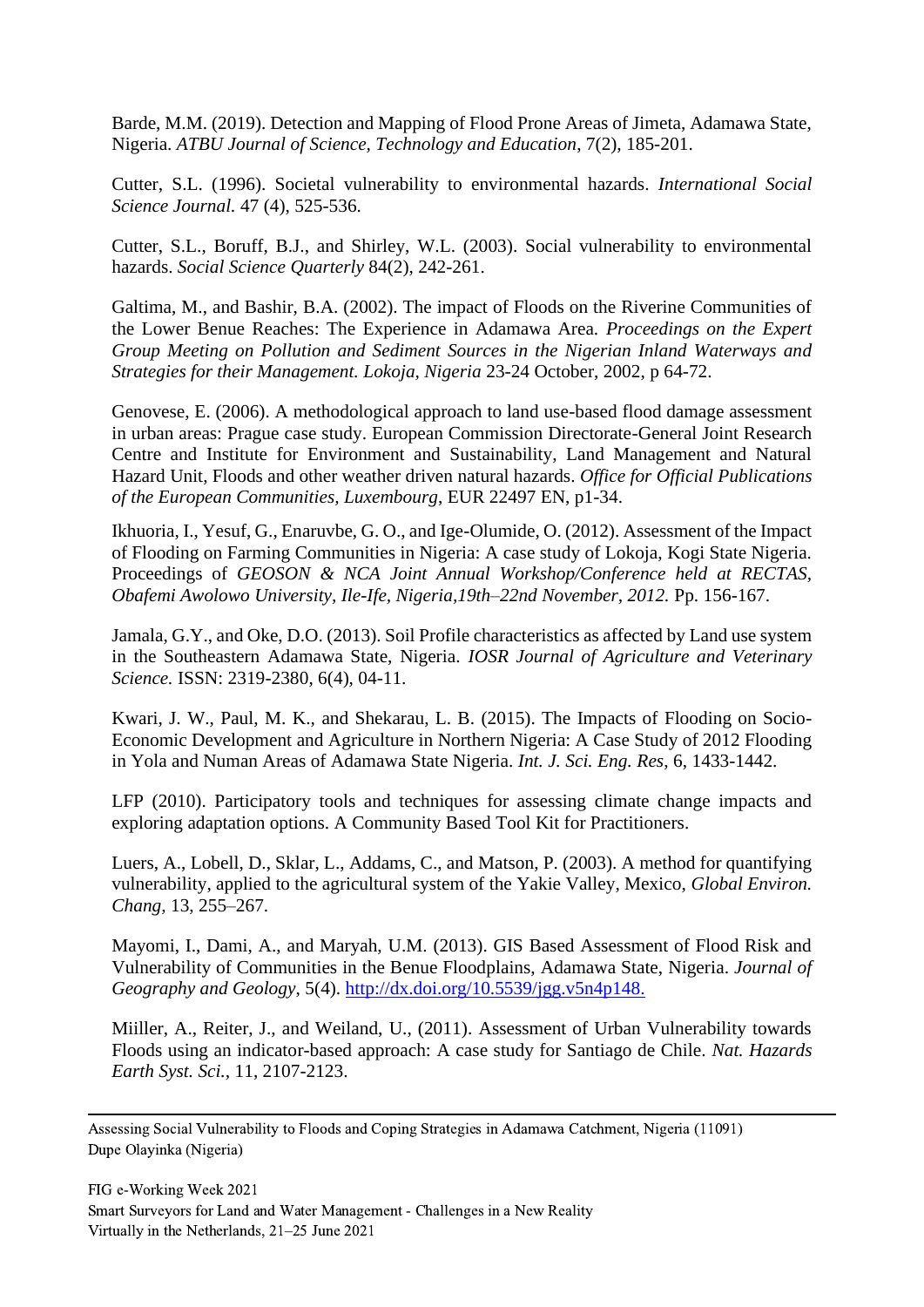Barde, M.M. (2019). Detection and Mapping of Flood Prone Areas of Jimeta, Adamawa State, Nigeria. *ATBU Journal of Science, Technology and Education*, 7(2), 185-201.

Cutter, S.L. (1996). Societal vulnerability to environmental hazards. *International Social Science Journal.* 47 (4), 525-536.

Cutter, S.L., Boruff, B.J., and Shirley, W.L. (2003). Social vulnerability to environmental hazards. *Social Science Quarterly* 84(2), 242-261.

Galtima, M., and Bashir, B.A. (2002). The impact of Floods on the Riverine Communities of the Lower Benue Reaches: The Experience in Adamawa Area. *Proceedings on the Expert Group Meeting on Pollution and Sediment Sources in the Nigerian Inland Waterways and Strategies for their Management. Lokoja, Nigeria* 23-24 October, 2002, p 64-72.

Genovese, E. (2006). A methodological approach to land use-based flood damage assessment in urban areas: Prague case study. European Commission Directorate-General Joint Research Centre and Institute for Environment and Sustainability, Land Management and Natural Hazard Unit, Floods and other weather driven natural hazards. *Office for Official Publications of the European Communities, Luxembourg*, EUR 22497 EN, p1-34.

Ikhuoria, I., Yesuf, G., Enaruvbe, G. O., and Ige-Olumide, O. (2012). Assessment of the Impact of Flooding on Farming Communities in Nigeria: A case study of Lokoja, Kogi State Nigeria. Proceedings of *GEOSON & NCA Joint Annual Workshop/Conference held at RECTAS, Obafemi Awolowo University, Ile-Ife, Nigeria,19th–22nd November, 2012.* Pp. 156-167.

Jamala, G.Y., and Oke, D.O. (2013). Soil Profile characteristics as affected by Land use system in the Southeastern Adamawa State, Nigeria. *IOSR Journal of Agriculture and Veterinary Science.* ISSN: 2319-2380, 6(4), 04-11.

Kwari, J. W., Paul, M. K., and Shekarau, L. B. (2015). The Impacts of Flooding on Socio-Economic Development and Agriculture in Northern Nigeria: A Case Study of 2012 Flooding in Yola and Numan Areas of Adamawa State Nigeria. *Int. J. Sci. Eng. Res*, 6, 1433-1442.

LFP (2010). Participatory tools and techniques for assessing climate change impacts and exploring adaptation options. A Community Based Tool Kit for Practitioners.

Luers, A., Lobell, D., Sklar, L., Addams, C., and Matson, P. (2003). A method for quantifying vulnerability, applied to the agricultural system of the Yakie Valley, Mexico, *Global Environ. Chang,* 13, 255–267.

Mayomi, I., Dami, A., and Maryah, U.M. (2013). GIS Based Assessment of Flood Risk and Vulnerability of Communities in the Benue Floodplains, Adamawa State, Nigeria. *Journal of Geography and Geology*, 5(4). http://dx.doi.org/10.5539/jgg.v5n4p148.

Miiller, A., Reiter, J., and Weiland, U., (2011). Assessment of Urban Vulnerability towards Floods using an indicator-based approach: A case study for Santiago de Chile. *Nat. Hazards Earth Syst. Sci.,* 11, 2107-2123.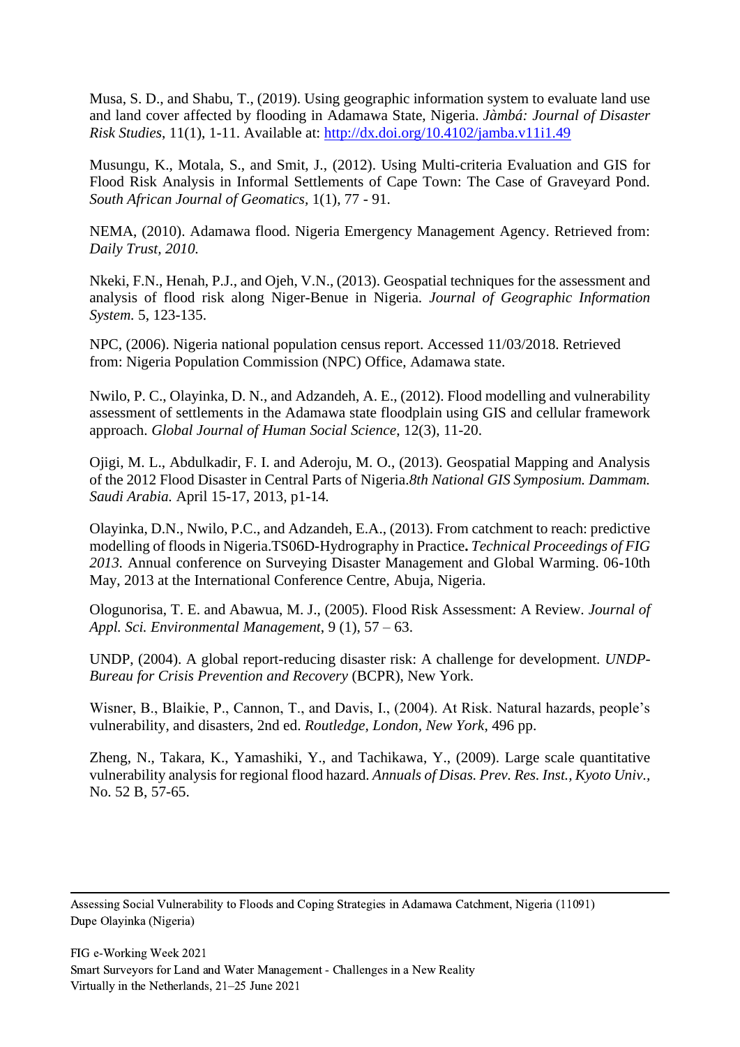Musa, S. D., and Shabu, T., (2019). Using geographic information system to evaluate land use and land cover affected by flooding in Adamawa State, Nigeria. *Jàmbá: Journal of Disaster Risk Studies*, 11(1), 1-11. Available at: http://dx.doi.org/10.4102/jamba.v11i1.49

Musungu, K., Motala, S., and Smit, J., (2012). Using Multi-criteria Evaluation and GIS for Flood Risk Analysis in Informal Settlements of Cape Town: The Case of Graveyard Pond. *South African Journal of Geomatics*, 1(1), 77 - 91.

NEMA, (2010). Adamawa flood. Nigeria Emergency Management Agency. Retrieved from: *Daily Trust, 2010.*

Nkeki, F.N., Henah, P.J., and Ojeh, V.N., (2013). Geospatial techniques for the assessment and analysis of flood risk along Niger-Benue in Nigeria. *Journal of Geographic Information System.* 5, 123-135.

NPC, (2006). Nigeria national population census report. Accessed 11/03/2018. Retrieved from: Nigeria Population Commission (NPC) Office, Adamawa state.

Nwilo, P. C., Olayinka, D. N., and Adzandeh, A. E., (2012). Flood modelling and vulnerability assessment of settlements in the Adamawa state floodplain using GIS and cellular framework approach. *Global Journal of Human Social Science*, 12(3), 11-20.

Ojigi, M. L., Abdulkadir, F. I. and Aderoju, M. O., (2013). Geospatial Mapping and Analysis of the 2012 Flood Disaster in Central Parts of Nigeria.*8th National GIS Symposium. Dammam. Saudi Arabia.* April 15-17, 2013, p1-14.

Olayinka, D.N., Nwilo, P.C., and Adzandeh, E.A., (2013). From catchment to reach: predictive modelling of floods in Nigeria.TS06D-Hydrography in Practice**.** *Technical Proceedings of FIG 2013.* Annual conference on Surveying Disaster Management and Global Warming. 06-10th May, 2013 at the International Conference Centre, Abuja, Nigeria.

Ologunorisa, T. E. and Abawua, M. J., (2005). Flood Risk Assessment: A Review. *Journal of Appl. Sci. Environmental Management*, 9 (1), 57 – 63.

UNDP, (2004). A global report-reducing disaster risk: A challenge for development. *UNDP-Bureau for Crisis Prevention and Recovery* (BCPR), New York.

Wisner, B., Blaikie, P., Cannon, T., and Davis, I., (2004). At Risk. Natural hazards, people's vulnerability, and disasters, 2nd ed. *Routledge, London, New York*, 496 pp.

Zheng, N., Takara, K., Yamashiki, Y., and Tachikawa, Y., (2009). Large scale quantitative vulnerability analysis for regional flood hazard. *Annuals of Disas. Prev. Res. Inst., Kyoto Univ.,* No. 52 B, 57-65.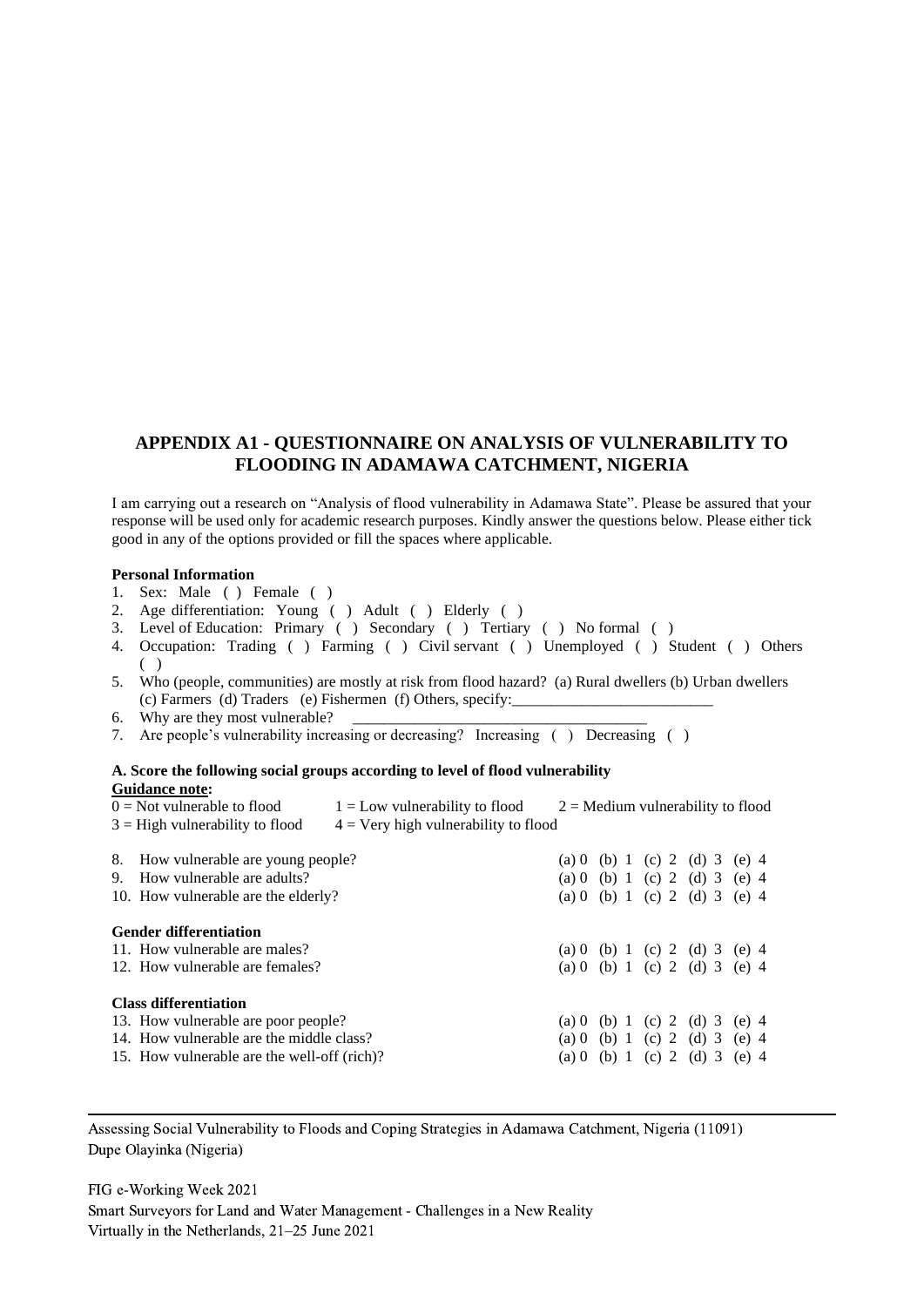## APPENDIX A1 - QUESTIONNAIRE ON ANALYSIS OF VULNERABILITY TO FLOODING IN ADAMAWA CATCHMENT, NIGERIA

I am carrying out a research on "Analysis of flood vulnerability in Adamawa State". Please be assured that your response will be used only for academic research purposes. Kindly answer the questions below. Please either tick good in any of the options provided or fill the spaces where applicable.

**Personal Information**

1. Sex: Male ( ) Female ( )
2. Age differentiation: Young ( ) Adult ( ) Elderly ( )
3. Level of Education: Primary ( ) Secondary ( ) Tertiary ( ) No formal ( )
4. Occupation: Trading ( ) Farming ( ) Civil servant ( ) Unemployed ( ) Student ( ) Others ( )
5. Who (people, communities) are mostly at risk from flood hazard? (a) Rural dwellers (b) Urban dwellers (c) Farmers (d) Traders (e) Fishermen (f) Others, specify:__________________________
6. Why are they most vulnerable? ______________________________________
7. Are people's vulnerability increasing or decreasing? Increasing ( ) Decreasing ( )

**A. Score the following social groups according to level of flood vulnerability**

**<u>Guidance note</u>:**

0 = Not vulnerable to flood    1 = Low vulnerability to flood    2 = Medium vulnerability to flood
3 = High vulnerability to flood    4 = Very high vulnerability to flood

8. How vulnerable are young people? (a) 0 (b) 1 (c) 2 (d) 3 (e) 4
9. How vulnerable are adults? (a) 0 (b) 1 (c) 2 (d) 3 (e) 4
10. How vulnerable are the elderly? (a) 0 (b) 1 (c) 2 (d) 3 (e) 4

**Gender differentiation**

11. How vulnerable are males? (a) 0 (b) 1 (c) 2 (d) 3 (e) 4
12. How vulnerable are females? (a) 0 (b) 1 (c) 2 (d) 3 (e) 4

**Class differentiation**

13. How vulnerable are poor people? (a) 0 (b) 1 (c) 2 (d) 3 (e) 4
14. How vulnerable are the middle class? (a) 0 (b) 1 (c) 2 (d) 3 (e) 4
15. How vulnerable are the well-off (rich)? (a) 0 (b) 1 (c) 2 (d) 3 (e) 4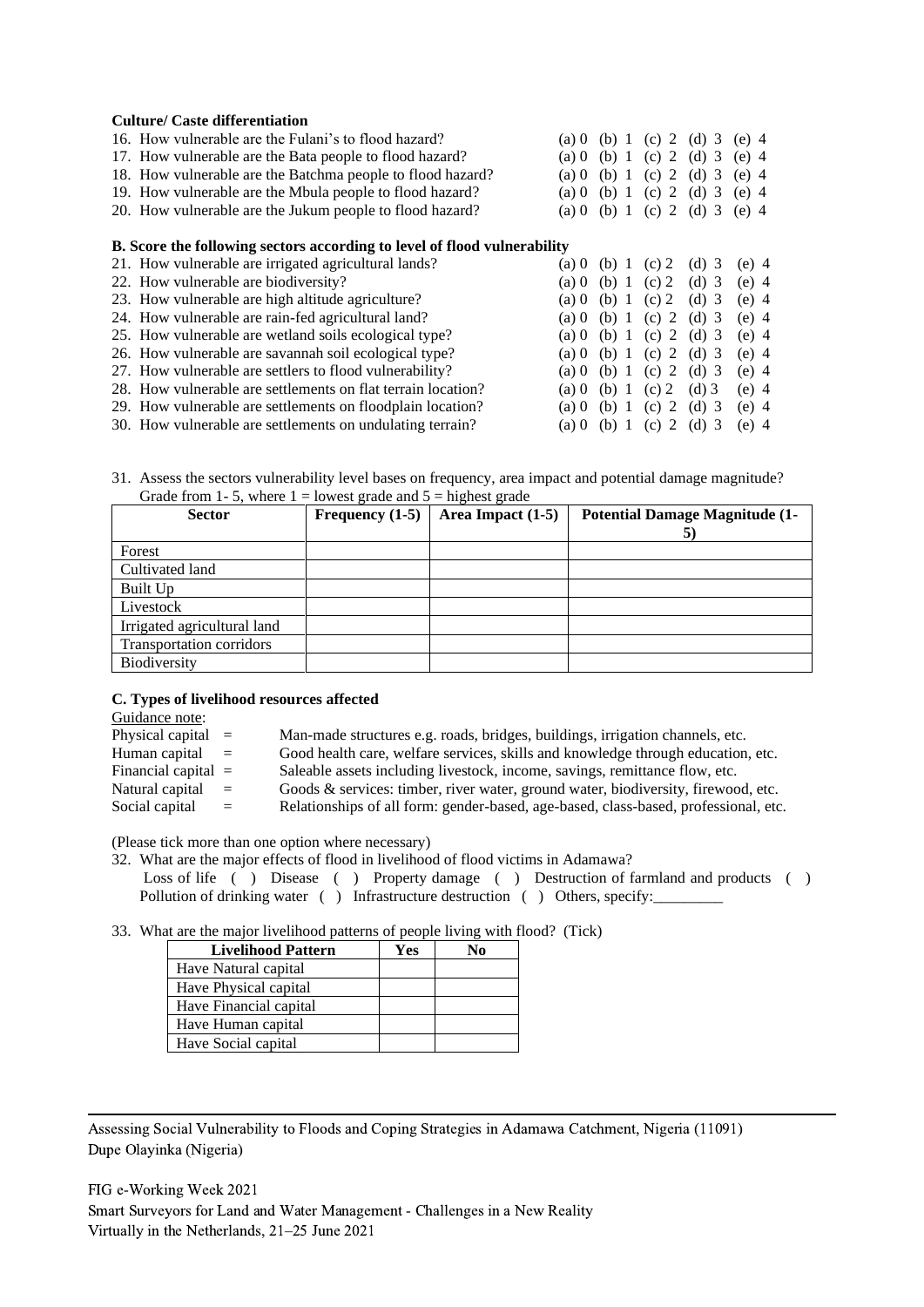**Culture/ Caste differentiation**

16. How vulnerable are the Fulani's to flood hazard? (a) 0 (b) 1 (c) 2 (d) 3 (e) 4
17. How vulnerable are the Bata people to flood hazard? (a) 0 (b) 1 (c) 2 (d) 3 (e) 4
18. How vulnerable are the Batchma people to flood hazard? (a) 0 (b) 1 (c) 2 (d) 3 (e) 4
19. How vulnerable are the Mbula people to flood hazard? (a) 0 (b) 1 (c) 2 (d) 3 (e) 4
20. How vulnerable are the Jukum people to flood hazard? (a) 0 (b) 1 (c) 2 (d) 3 (e) 4

**B. Score the following sectors according to level of flood vulnerability**

21. How vulnerable are irrigated agricultural lands? (a) 0 (b) 1 (c) 2 (d) 3 (e) 4
22. How vulnerable are biodiversity? (a) 0 (b) 1 (c) 2 (d) 3 (e) 4
23. How vulnerable are high altitude agriculture? (a) 0 (b) 1 (c) 2 (d) 3 (e) 4
24. How vulnerable are rain-fed agricultural land? (a) 0 (b) 1 (c) 2 (d) 3 (e) 4
25. How vulnerable are wetland soils ecological type? (a) 0 (b) 1 (c) 2 (d) 3 (e) 4
26. How vulnerable are savannah soil ecological type? (a) 0 (b) 1 (c) 2 (d) 3 (e) 4
27. How vulnerable are settlers to flood vulnerability? (a) 0 (b) 1 (c) 2 (d) 3 (e) 4
28. How vulnerable are settlements on flat terrain location? (a) 0 (b) 1 (c) 2 (d) 3 (e) 4
29. How vulnerable are settlements on floodplain location? (a) 0 (b) 1 (c) 2 (d) 3 (e) 4
30. How vulnerable are settlements on undulating terrain? (a) 0 (b) 1 (c) 2 (d) 3 (e) 4

31. Assess the sectors vulnerability level bases on frequency, area impact and potential damage magnitude? Grade from 1- 5, where 1 = lowest grade and 5 = highest grade

| Sector | Frequency (1-5) | Area Impact (1-5) | Potential Damage Magnitude (1-5) |
|---|---|---|---|
| Forest | | | |
| Cultivated land | | | |
| Built Up | | | |
| Livestock | | | |
| Irrigated agricultural land | | | |
| Transportation corridors | | | |
| Biodiversity | | | |

**C. Types of livelihood resources affected**

Guidance note:

Physical capital = Man-made structures e.g. roads, bridges, buildings, irrigation channels, etc.
Human capital = Good health care, welfare services, skills and knowledge through education, etc.
Financial capital = Saleable assets including livestock, income, savings, remittance flow, etc.
Natural capital = Goods & services: timber, river water, ground water, biodiversity, firewood, etc.
Social capital = Relationships of all form: gender-based, age-based, class-based, professional, etc.

(Please tick more than one option where necessary)

32. What are the major effects of flood in livelihood of flood victims in Adamawa?
 Loss of life ( ) Disease ( ) Property damage ( ) Destruction of farmland and products ( )
 Pollution of drinking water ( ) Infrastructure destruction ( ) Others, specify:_________

33. What are the major livelihood patterns of people living with flood? (Tick)

| Livelihood Pattern | Yes | No |
|---|---|---|
| Have Natural capital | | |
| Have Physical capital | | |
| Have Financial capital | | |
| Have Human capital | | |
| Have Social capital | | |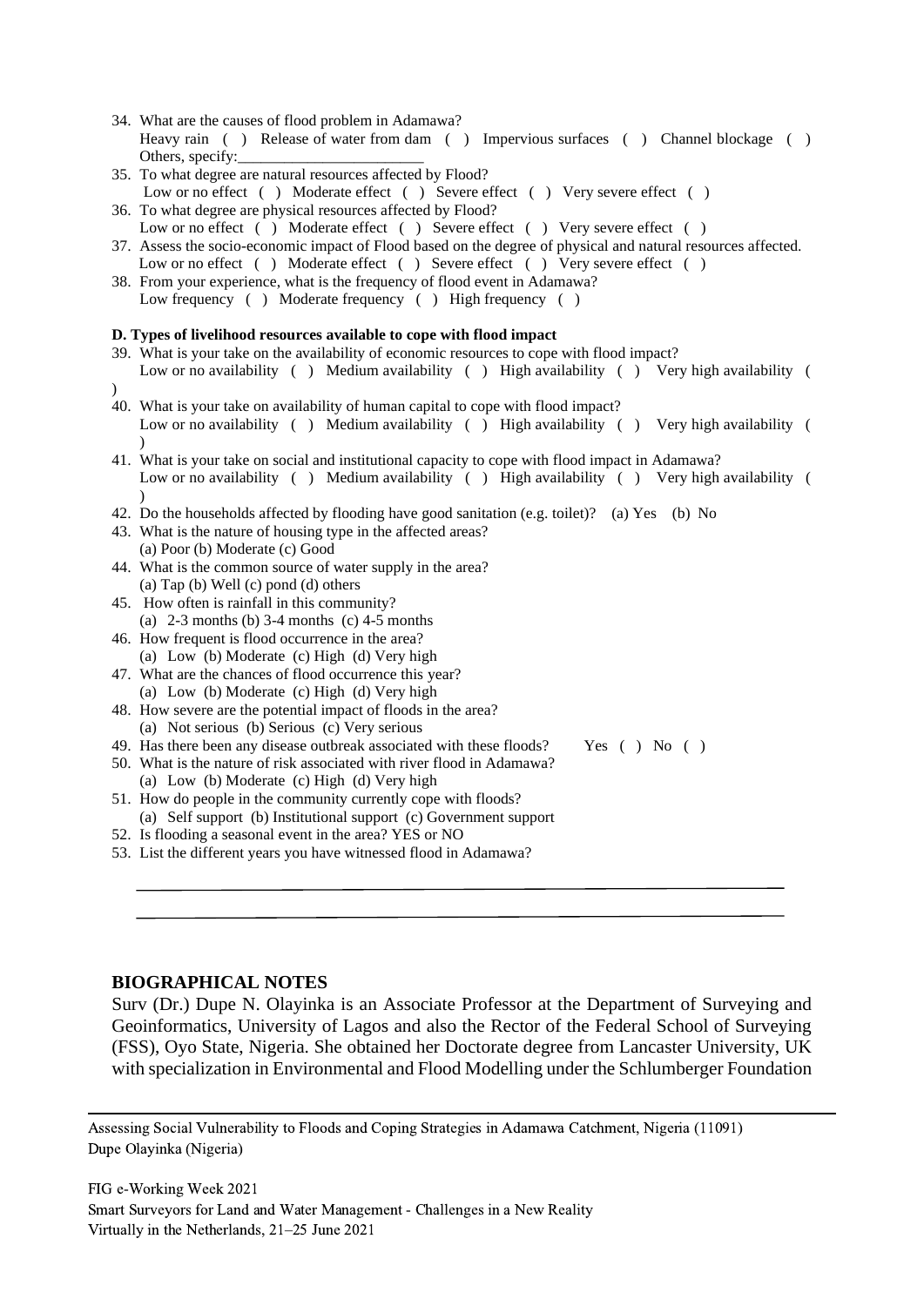34. What are the causes of flood problem in Adamawa?
    Heavy rain ( ) Release of water from dam ( ) Impervious surfaces ( ) Channel blockage ( )
    Others, specify:________________________
35. To what degree are natural resources affected by Flood?
    Low or no effect ( ) Moderate effect ( ) Severe effect ( ) Very severe effect ( )
36. To what degree are physical resources affected by Flood?
    Low or no effect ( ) Moderate effect ( ) Severe effect ( ) Very severe effect ( )
37. Assess the socio-economic impact of Flood based on the degree of physical and natural resources affected.
    Low or no effect ( ) Moderate effect ( ) Severe effect ( ) Very severe effect ( )
38. From your experience, what is the frequency of flood event in Adamawa?
    Low frequency ( ) Moderate frequency ( ) High frequency ( )

**D. Types of livelihood resources available to cope with flood impact**

39. What is your take on the availability of economic resources to cope with flood impact?
    Low or no availability ( ) Medium availability ( ) High availability ( ) Very high availability ( )
40. What is your take on availability of human capital to cope with flood impact?
    Low or no availability ( ) Medium availability ( ) High availability ( ) Very high availability ( )
41. What is your take on social and institutional capacity to cope with flood impact in Adamawa?
    Low or no availability ( ) Medium availability ( ) High availability ( ) Very high availability ( )
42. Do the households affected by flooding have good sanitation (e.g. toilet)? (a) Yes (b) No
43. What is the nature of housing type in the affected areas?
    (a) Poor (b) Moderate (c) Good
44. What is the common source of water supply in the area?
    (a) Tap (b) Well (c) pond (d) others
45. How often is rainfall in this community?
    (a) 2-3 months (b) 3-4 months (c) 4-5 months
46. How frequent is flood occurrence in the area?
    (a) Low (b) Moderate (c) High (d) Very high
47. What are the chances of flood occurrence this year?
    (a) Low (b) Moderate (c) High (d) Very high
48. How severe are the potential impact of floods in the area?
    (a) Not serious (b) Serious (c) Very serious
49. Has there been any disease outbreak associated with these floods? Yes ( ) No ( )
50. What is the nature of risk associated with river flood in Adamawa?
    (a) Low (b) Moderate (c) High (d) Very high
51. How do people in the community currently cope with floods?
    (a) Self support (b) Institutional support (c) Government support
52. Is flooding a seasonal event in the area? YES or NO
53. List the different years you have witnessed flood in Adamawa?

    ______________________________________________________________

    ______________________________________________________________

## BIOGRAPHICAL NOTES

Surv (Dr.) Dupe N. Olayinka is an Associate Professor at the Department of Surveying and Geoinformatics, University of Lagos and also the Rector of the Federal School of Surveying (FSS), Oyo State, Nigeria. She obtained her Doctorate degree from Lancaster University, UK with specialization in Environmental and Flood Modelling under the Schlumberger Foundation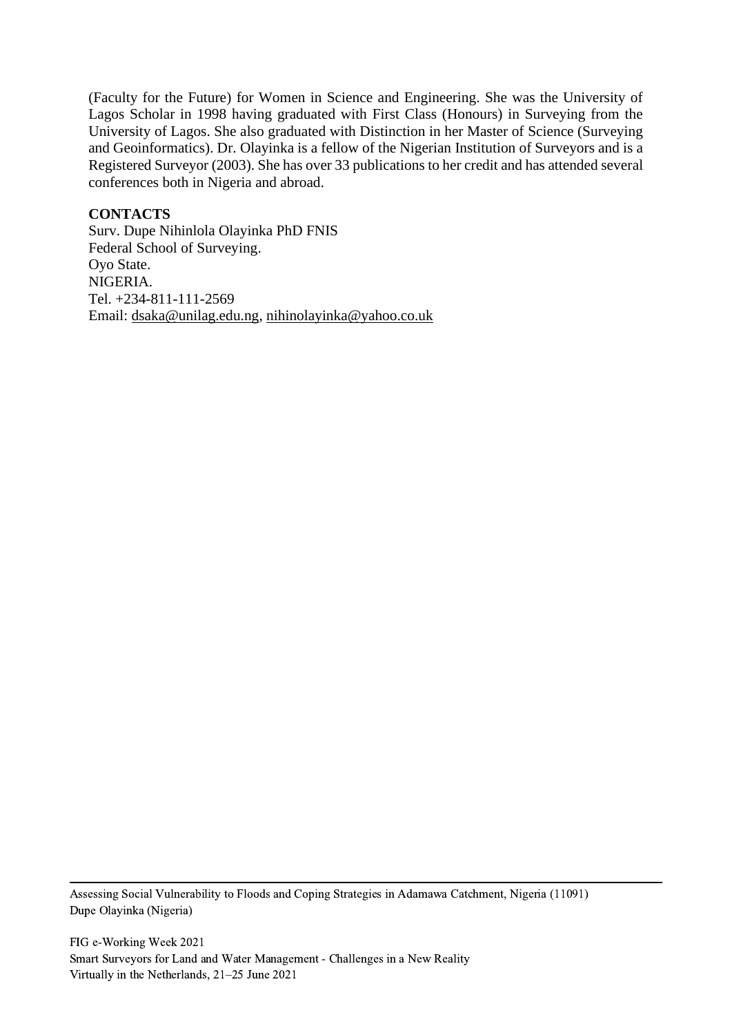(Faculty for the Future) for Women in Science and Engineering. She was the University of Lagos Scholar in 1998 having graduated with First Class (Honours) in Surveying from the University of Lagos. She also graduated with Distinction in her Master of Science (Surveying and Geoinformatics). Dr. Olayinka is a fellow of the Nigerian Institution of Surveyors and is a Registered Surveyor (2003). She has over 33 publications to her credit and has attended several conferences both in Nigeria and abroad.

**CONTACTS**

Surv. Dupe Nihinlola Olayinka PhD FNIS
Federal School of Surveying.
Oyo State.
NIGERIA.
Tel. +234-811-111-2569
Email: dsaka@unilag.edu.ng, nihinolayinka@yahoo.co.uk